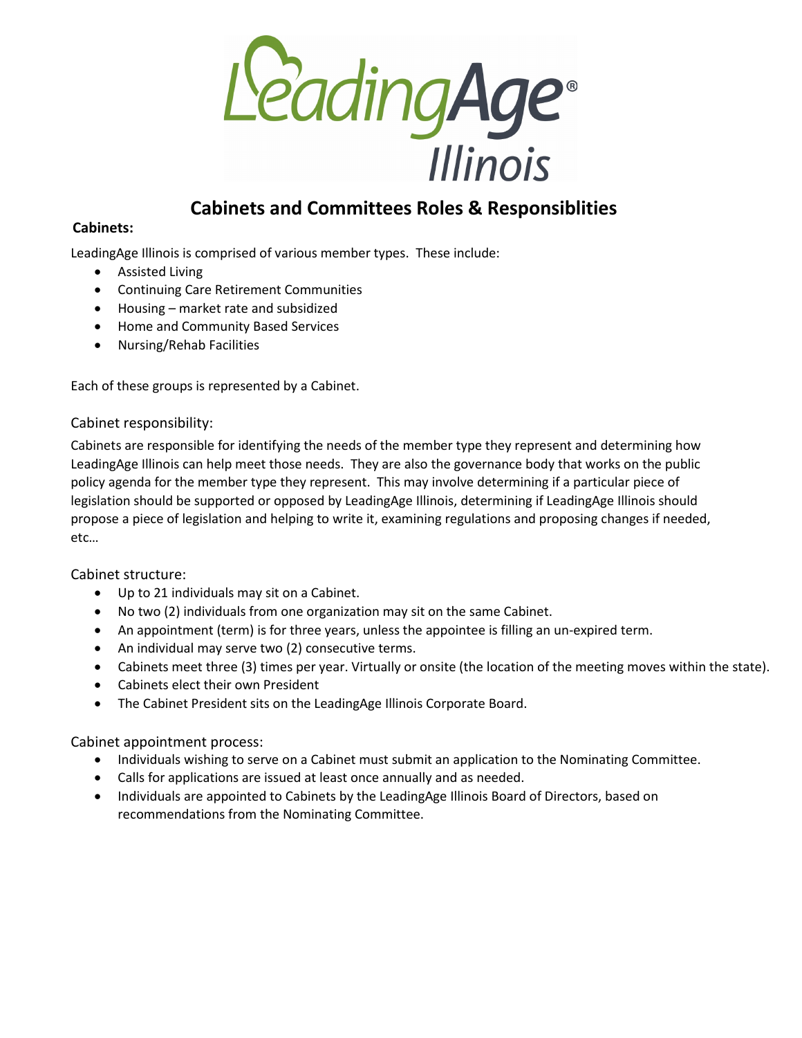LeadingAge® Illinois

# Cabinets and Committees Roles & Responsiblities

**Cabinets:**

LeadingAge Illinois is comprised of various member types. These include:

- Assisted Living
- Continuing Care Retirement Communities
- Housing – market rate and subsidized
- Home and Community Based Services
- Nursing/Rehab Facilities

Each of these groups is represented by a Cabinet.

## Cabinet responsibility:

Cabinets are responsible for identifying the needs of the member type they represent and determining how LeadingAge Illinois can help meet those needs. They are also the governance body that works on the public policy agenda for the member type they represent. This may involve determining if a particular piece of legislation should be supported or opposed by LeadingAge Illinois, determining if LeadingAge Illinois should propose a piece of legislation and helping to write it, examining regulations and proposing changes if needed, etc…

## Cabinet structure:

- Up to 21 individuals may sit on a Cabinet.
- No two (2) individuals from one organization may sit on the same Cabinet.
- An appointment (term) is for three years, unless the appointee is filling an un-expired term.
- An individual may serve two (2) consecutive terms.
- Cabinets meet three (3) times per year. Virtually or onsite (the location of the meeting moves within the state).
- Cabinets elect their own President
- The Cabinet President sits on the LeadingAge Illinois Corporate Board.

## Cabinet appointment process:

- Individuals wishing to serve on a Cabinet must submit an application to the Nominating Committee.
- Calls for applications are issued at least once annually and as needed.
- Individuals are appointed to Cabinets by the LeadingAge Illinois Board of Directors, based on recommendations from the Nominating Committee.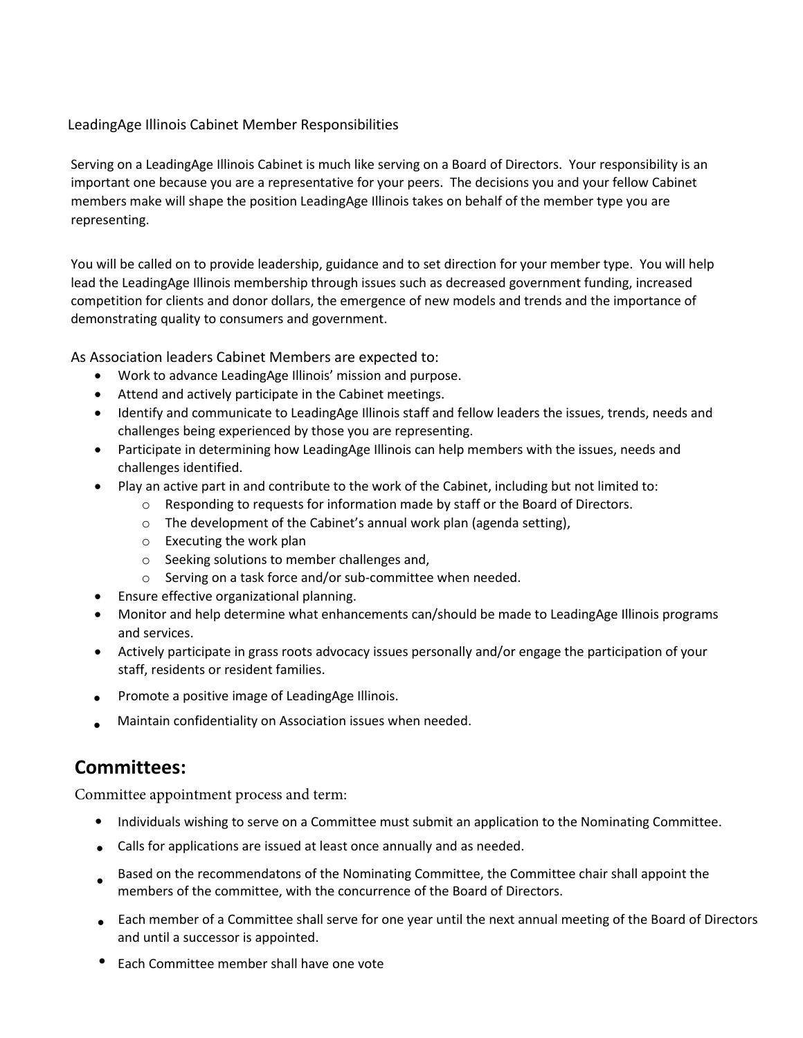LeadingAge Illinois Cabinet Member Responsibilities

Serving on a LeadingAge Illinois Cabinet is much like serving on a Board of Directors. Your responsibility is an important one because you are a representative for your peers. The decisions you and your fellow Cabinet members make will shape the position LeadingAge Illinois takes on behalf of the member type you are representing.

You will be called on to provide leadership, guidance and to set direction for your member type. You will help lead the LeadingAge Illinois membership through issues such as decreased government funding, increased competition for clients and donor dollars, the emergence of new models and trends and the importance of demonstrating quality to consumers and government.

As Association leaders Cabinet Members are expected to:

- Work to advance LeadingAge Illinois' mission and purpose.
- Attend and actively participate in the Cabinet meetings.
- Identify and communicate to LeadingAge Illinois staff and fellow leaders the issues, trends, needs and challenges being experienced by those you are representing.
- Participate in determining how LeadingAge Illinois can help members with the issues, needs and challenges identified.
- Play an active part in and contribute to the work of the Cabinet, including but not limited to:
  - Responding to requests for information made by staff or the Board of Directors.
  - The development of the Cabinet's annual work plan (agenda setting),
  - Executing the work plan
  - Seeking solutions to member challenges and,
  - Serving on a task force and/or sub-committee when needed.
- Ensure effective organizational planning.
- Monitor and help determine what enhancements can/should be made to LeadingAge Illinois programs and services.
- Actively participate in grass roots advocacy issues personally and/or engage the participation of your staff, residents or resident families.
- Promote a positive image of LeadingAge Illinois.
- Maintain confidentiality on Association issues when needed.

## Committees:

Committee appointment process and term:

- Individuals wishing to serve on a Committee must submit an application to the Nominating Committee.
- Calls for applications are issued at least once annually and as needed.
- Based on the recommendatons of the Nominating Committee, the Committee chair shall appoint the members of the committee, with the concurrence of the Board of Directors.
- Each member of a Committee shall serve for one year until the next annual meeting of the Board of Directors and until a successor is appointed.
- Each Committee member shall have one vote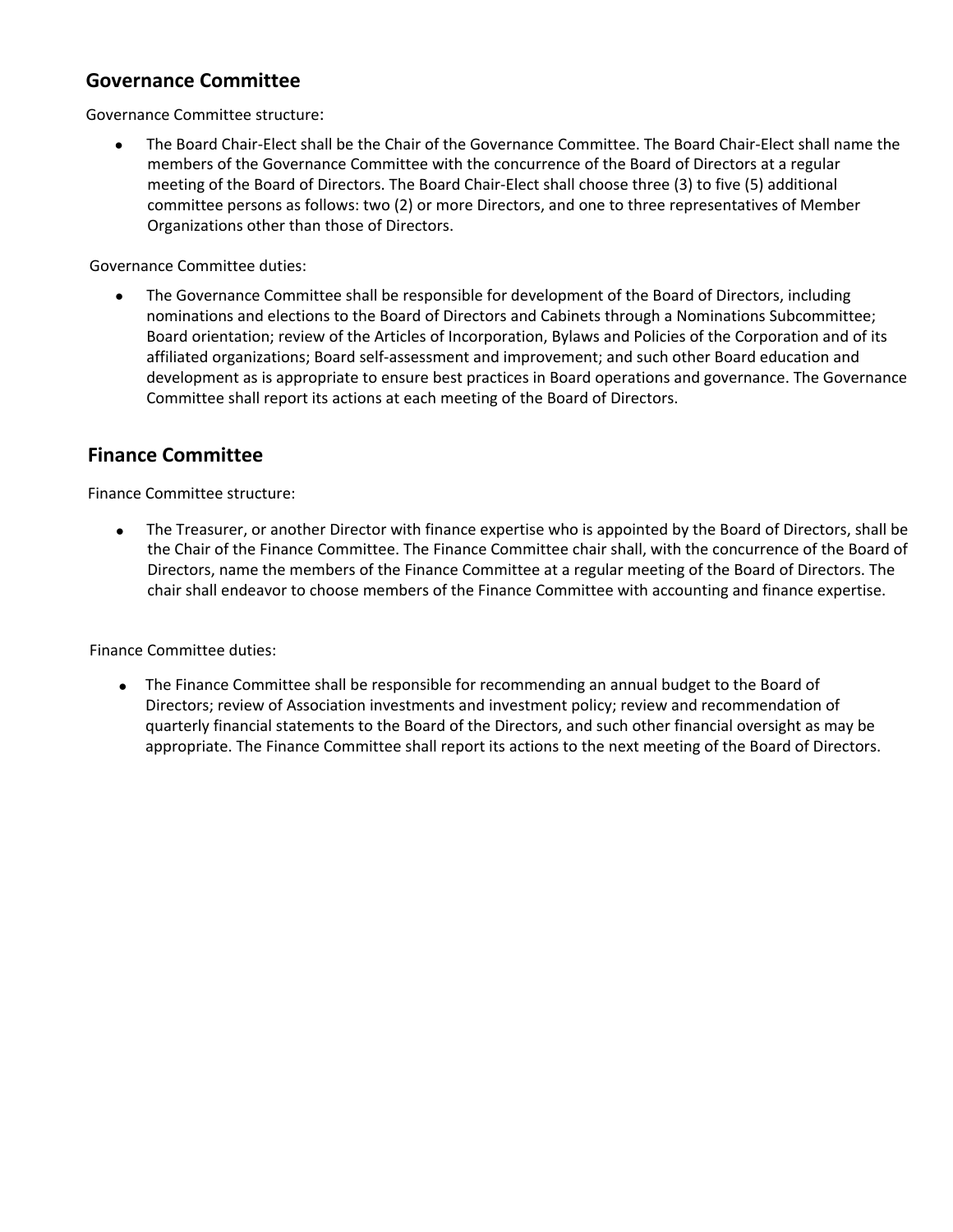## Governance Committee

Governance Committee structure:

- The Board Chair-Elect shall be the Chair of the Governance Committee. The Board Chair-Elect shall name the members of the Governance Committee with the concurrence of the Board of Directors at a regular meeting of the Board of Directors. The Board Chair-Elect shall choose three (3) to five (5) additional committee persons as follows: two (2) or more Directors, and one to three representatives of Member Organizations other than those of Directors.

Governance Committee duties:

- The Governance Committee shall be responsible for development of the Board of Directors, including nominations and elections to the Board of Directors and Cabinets through a Nominations Subcommittee; Board orientation; review of the Articles of Incorporation, Bylaws and Policies of the Corporation and of its affiliated organizations; Board self-assessment and improvement; and such other Board education and development as is appropriate to ensure best practices in Board operations and governance. The Governance Committee shall report its actions at each meeting of the Board of Directors.

## Finance Committee

Finance Committee structure:

- The Treasurer, or another Director with finance expertise who is appointed by the Board of Directors, shall be the Chair of the Finance Committee. The Finance Committee chair shall, with the concurrence of the Board of Directors, name the members of the Finance Committee at a regular meeting of the Board of Directors. The chair shall endeavor to choose members of the Finance Committee with accounting and finance expertise.

Finance Committee duties:

- The Finance Committee shall be responsible for recommending an annual budget to the Board of Directors; review of Association investments and investment policy; review and recommendation of quarterly financial statements to the Board of the Directors, and such other financial oversight as may be appropriate. The Finance Committee shall report its actions to the next meeting of the Board of Directors.